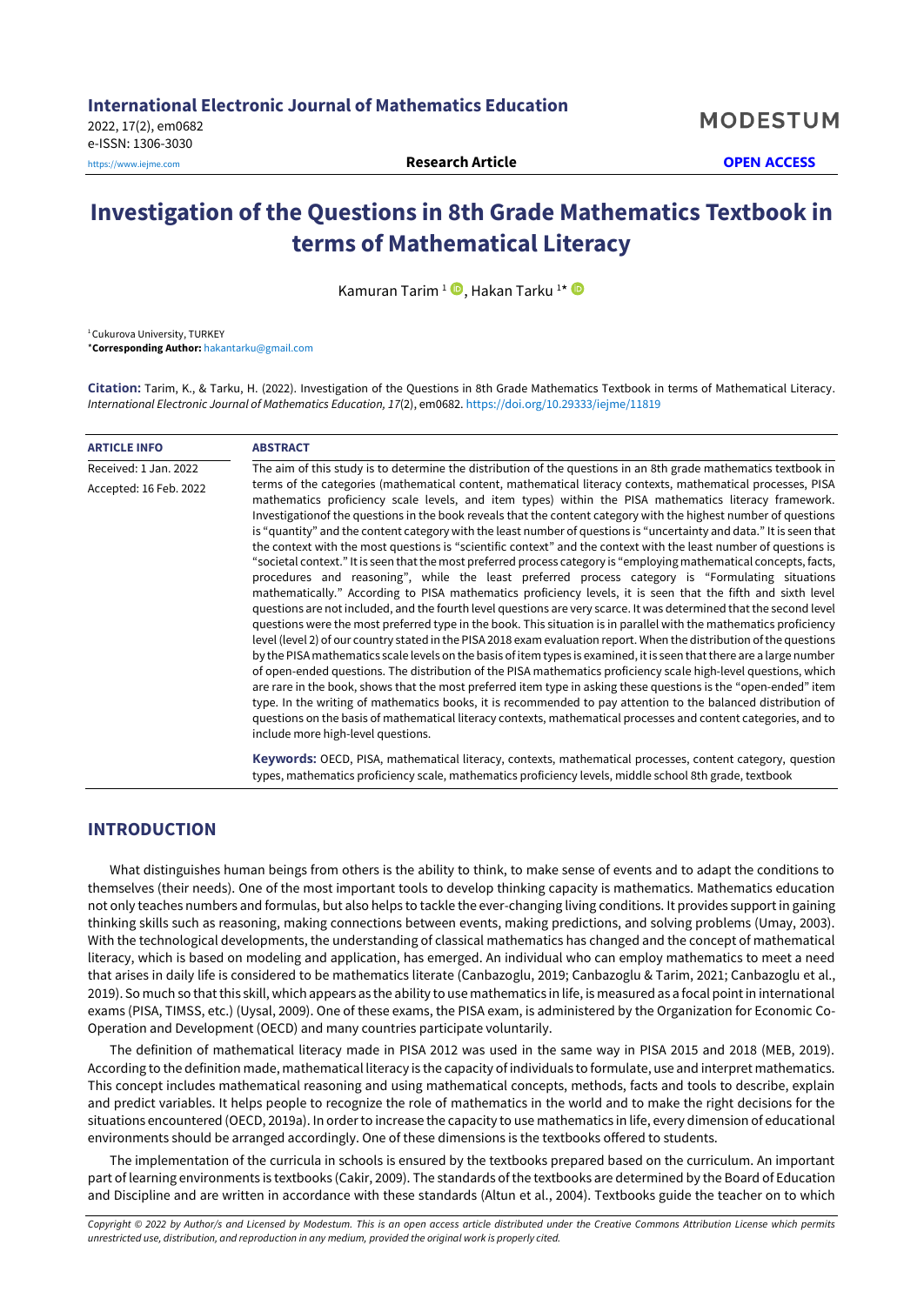International Electronic Journal of Mathematics Education

2022, 17(2), em0682

e-ISSN: 1306-3030

https://www.iejme.com

**Research Article** **OPEN ACCESS**

# Investigation of the Questions in 8th Grade Mathematics Textbook in terms of Mathematical Literacy

Kamuran Tarim [1], Hakan Tarku [1*]

[1] Cukurova University, TURKEY

*__Corresponding Author:__ hakantarku@gmail.com

**Citation:** Tarim, K., & Tarku, H. (2022). Investigation of the Questions in 8th Grade Mathematics Textbook in terms of Mathematical Literacy. *International Electronic Journal of Mathematics Education, 17*(2), em0682. https://doi.org/10.29333/iejme/11819

**ARTICLE INFO**

Received: 1 Jan. 2022

Accepted: 16 Feb. 2022

**ABSTRACT**

The aim of this study is to determine the distribution of the questions in an 8th grade mathematics textbook in terms of the categories (mathematical content, mathematical literacy contexts, mathematical processes, PISA mathematics proficiency scale levels, and item types) within the PISA mathematics literacy framework. Investigationof the questions in the book reveals that the content category with the highest number of questions is "quantity" and the content category with the least number of questions is "uncertainty and data." It is seen that the context with the most questions is "scientific context" and the context with the least number of questions is "societal context." It is seen that the most preferred process category is "employing mathematical concepts, facts, procedures and reasoning", while the least preferred process category is "Formulating situations mathematically." According to PISA mathematics proficiency levels, it is seen that the fifth and sixth level questions are not included, and the fourth level questions are very scarce. It was determined that the second level questions were the most preferred type in the book. This situation is in parallel with the mathematics proficiency level (level 2) of our country stated in the PISA 2018 exam evaluation report. When the distribution of the questions by the PISA mathematics scale levels on the basis of item types is examined, it is seen that there are a large number of open-ended questions. The distribution of the PISA mathematics proficiency scale high-level questions, which are rare in the book, shows that the most preferred item type in asking these questions is the "open-ended" item type. In the writing of mathematics books, it is recommended to pay attention to the balanced distribution of questions on the basis of mathematical literacy contexts, mathematical processes and content categories, and to include more high-level questions.

**Keywords:** OECD, PISA, mathematical literacy, contexts, mathematical processes, content category, question types, mathematics proficiency scale, mathematics proficiency levels, middle school 8th grade, textbook

## INTRODUCTION

What distinguishes human beings from others is the ability to think, to make sense of events and to adapt the conditions to themselves (their needs). One of the most important tools to develop thinking capacity is mathematics. Mathematics education not only teaches numbers and formulas, but also helps to tackle the ever-changing living conditions. It provides support in gaining thinking skills such as reasoning, making connections between events, making predictions, and solving problems (Umay, 2003). With the technological developments, the understanding of classical mathematics has changed and the concept of mathematical literacy, which is based on modeling and application, has emerged. An individual who can employ mathematics to meet a need that arises in daily life is considered to be mathematics literate (Canbazoglu, 2019; Canbazoglu & Tarim, 2021; Canbazoglu et al., 2019). So much so that this skill, which appears as the ability to use mathematics in life, is measured as a focal point in international exams (PISA, TIMSS, etc.) (Uysal, 2009). One of these exams, the PISA exam, is administered by the Organization for Economic Co-Operation and Development (OECD) and many countries participate voluntarily.

The definition of mathematical literacy made in PISA 2012 was used in the same way in PISA 2015 and 2018 (MEB, 2019). According to the definition made, mathematical literacy is the capacity of individuals to formulate, use and interpret mathematics. This concept includes mathematical reasoning and using mathematical concepts, methods, facts and tools to describe, explain and predict variables. It helps people to recognize the role of mathematics in the world and to make the right decisions for the situations encountered (OECD, 2019a). In order to increase the capacity to use mathematics in life, every dimension of educational environments should be arranged accordingly. One of these dimensions is the textbooks offered to students.

The implementation of the curricula in schools is ensured by the textbooks prepared based on the curriculum. An important part of learning environments is textbooks (Cakir, 2009). The standards of the textbooks are determined by the Board of Education and Discipline and are written in accordance with these standards (Altun et al., 2004). Textbooks guide the teacher on to which

*Copyright © 2022 by Author/s and Licensed by Modestum. This is an open access article distributed under the Creative Commons Attribution License which permits unrestricted use, distribution, and reproduction in any medium, provided the original work is properly cited.*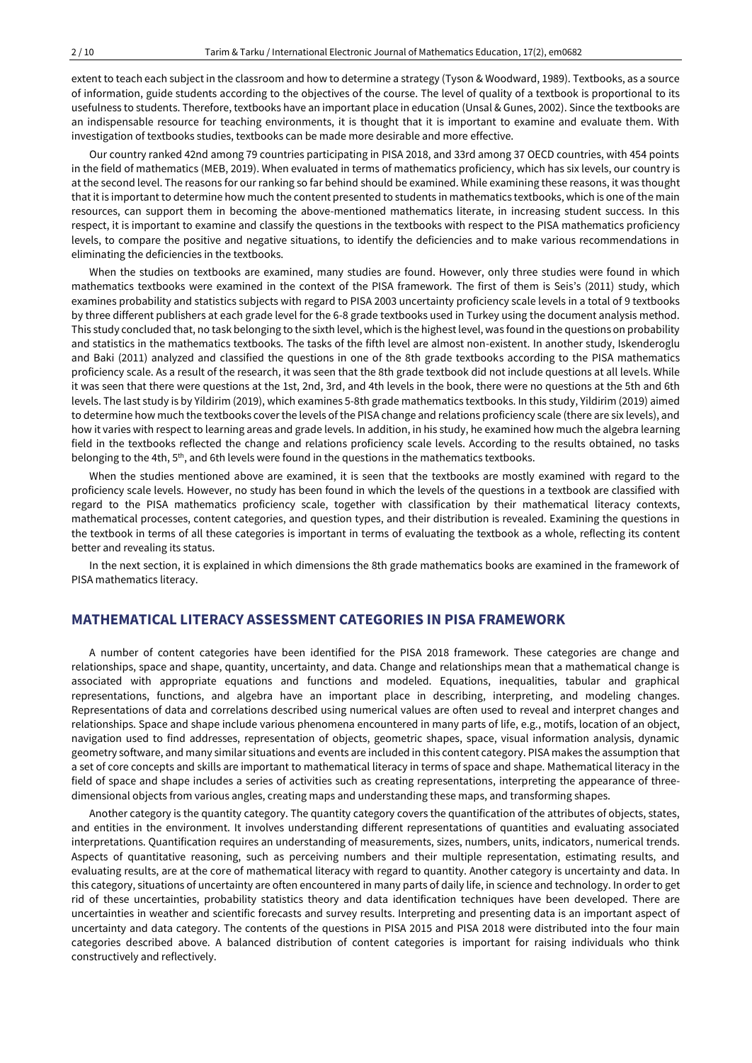extent to teach each subject in the classroom and how to determine a strategy (Tyson & Woodward, 1989). Textbooks, as a source of information, guide students according to the objectives of the course. The level of quality of a textbook is proportional to its usefulness to students. Therefore, textbooks have an important place in education (Unsal & Gunes, 2002). Since the textbooks are an indispensable resource for teaching environments, it is thought that it is important to examine and evaluate them. With investigation of textbooks studies, textbooks can be made more desirable and more effective.

Our country ranked 42nd among 79 countries participating in PISA 2018, and 33rd among 37 OECD countries, with 454 points in the field of mathematics (MEB, 2019). When evaluated in terms of mathematics proficiency, which has six levels, our country is at the second level. The reasons for our ranking so far behind should be examined. While examining these reasons, it was thought that it is important to determine how much the content presented to students in mathematics textbooks, which is one of the main resources, can support them in becoming the above-mentioned mathematics literate, in increasing student success. In this respect, it is important to examine and classify the questions in the textbooks with respect to the PISA mathematics proficiency levels, to compare the positive and negative situations, to identify the deficiencies and to make various recommendations in eliminating the deficiencies in the textbooks.

When the studies on textbooks are examined, many studies are found. However, only three studies were found in which mathematics textbooks were examined in the context of the PISA framework. The first of them is Seis's (2011) study, which examines probability and statistics subjects with regard to PISA 2003 uncertainty proficiency scale levels in a total of 9 textbooks by three different publishers at each grade level for the 6-8 grade textbooks used in Turkey using the document analysis method. This study concluded that, no task belonging to the sixth level, which is the highest level, was found in the questions on probability and statistics in the mathematics textbooks. The tasks of the fifth level are almost non-existent. In another study, Iskenderoglu and Baki (2011) analyzed and classified the questions in one of the 8th grade textbooks according to the PISA mathematics proficiency scale. As a result of the research, it was seen that the 8th grade textbook did not include questions at all levels. While it was seen that there were questions at the 1st, 2nd, 3rd, and 4th levels in the book, there were no questions at the 5th and 6th levels. The last study is by Yildirim (2019), which examines 5-8th grade mathematics textbooks. In this study, Yildirim (2019) aimed to determine how much the textbooks cover the levels of the PISA change and relations proficiency scale (there are six levels), and how it varies with respect to learning areas and grade levels. In addition, in his study, he examined how much the algebra learning field in the textbooks reflected the change and relations proficiency scale levels. According to the results obtained, no tasks belonging to the 4th, 5th, and 6th levels were found in the questions in the mathematics textbooks.

When the studies mentioned above are examined, it is seen that the textbooks are mostly examined with regard to the proficiency scale levels. However, no study has been found in which the levels of the questions in a textbook are classified with regard to the PISA mathematics proficiency scale, together with classification by their mathematical literacy contexts, mathematical processes, content categories, and question types, and their distribution is revealed. Examining the questions in the textbook in terms of all these categories is important in terms of evaluating the textbook as a whole, reflecting its content better and revealing its status.

In the next section, it is explained in which dimensions the 8th grade mathematics books are examined in the framework of PISA mathematics literacy.

## MATHEMATICAL LITERACY ASSESSMENT CATEGORIES IN PISA FRAMEWORK

A number of content categories have been identified for the PISA 2018 framework. These categories are change and relationships, space and shape, quantity, uncertainty, and data. Change and relationships mean that a mathematical change is associated with appropriate equations and functions and modeled. Equations, inequalities, tabular and graphical representations, functions, and algebra have an important place in describing, interpreting, and modeling changes. Representations of data and correlations described using numerical values are often used to reveal and interpret changes and relationships. Space and shape include various phenomena encountered in many parts of life, e.g., motifs, location of an object, navigation used to find addresses, representation of objects, geometric shapes, space, visual information analysis, dynamic geometry software, and many similar situations and events are included in this content category. PISA makes the assumption that a set of core concepts and skills are important to mathematical literacy in terms of space and shape. Mathematical literacy in the field of space and shape includes a series of activities such as creating representations, interpreting the appearance of three-dimensional objects from various angles, creating maps and understanding these maps, and transforming shapes.

Another category is the quantity category. The quantity category covers the quantification of the attributes of objects, states, and entities in the environment. It involves understanding different representations of quantities and evaluating associated interpretations. Quantification requires an understanding of measurements, sizes, numbers, units, indicators, numerical trends. Aspects of quantitative reasoning, such as perceiving numbers and their multiple representation, estimating results, and evaluating results, are at the core of mathematical literacy with regard to quantity. Another category is uncertainty and data. In this category, situations of uncertainty are often encountered in many parts of daily life, in science and technology. In order to get rid of these uncertainties, probability statistics theory and data identification techniques have been developed. There are uncertainties in weather and scientific forecasts and survey results. Interpreting and presenting data is an important aspect of uncertainty and data category. The contents of the questions in PISA 2015 and PISA 2018 were distributed into the four main categories described above. A balanced distribution of content categories is important for raising individuals who think constructively and reflectively.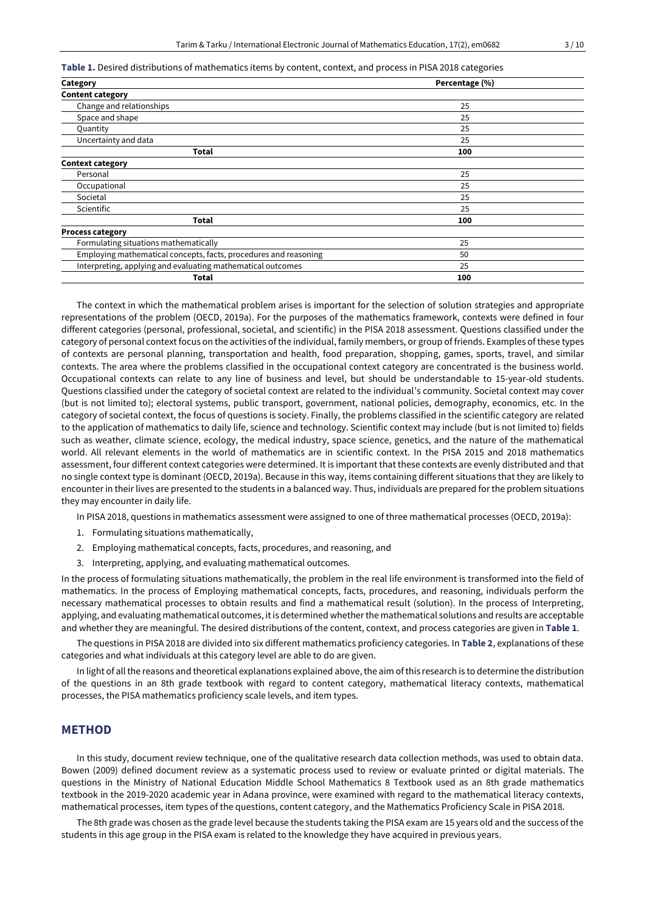**Table 1.** Desired distributions of mathematics items by content, context, and process in PISA 2018 categories

| Category | Percentage (%) |
|---|---|
| **Content category** | |
| Change and relationships | 25 |
| Space and shape | 25 |
| Quantity | 25 |
| Uncertainty and data | 25 |
| **Total** | **100** |
| **Context category** | |
| Personal | 25 |
| Occupational | 25 |
| Societal | 25 |
| Scientific | 25 |
| **Total** | **100** |
| **Process category** | |
| Formulating situations mathematically | 25 |
| Employing mathematical concepts, facts, procedures and reasoning | 50 |
| Interpreting, applying and evaluating mathematical outcomes | 25 |
| **Total** | **100** |

The context in which the mathematical problem arises is important for the selection of solution strategies and appropriate representations of the problem (OECD, 2019a). For the purposes of the mathematics framework, contexts were defined in four different categories (personal, professional, societal, and scientific) in the PISA 2018 assessment. Questions classified under the category of personal context focus on the activities of the individual, family members, or group of friends. Examples of these types of contexts are personal planning, transportation and health, food preparation, shopping, games, sports, travel, and similar contexts. The area where the problems classified in the occupational context category are concentrated is the business world. Occupational contexts can relate to any line of business and level, but should be understandable to 15-year-old students. Questions classified under the category of societal context are related to the individual's community. Societal context may cover (but is not limited to); electoral systems, public transport, government, national policies, demography, economics, etc. In the category of societal context, the focus of questions is society. Finally, the problems classified in the scientific category are related to the application of mathematics to daily life, science and technology. Scientific context may include (but is not limited to) fields such as weather, climate science, ecology, the medical industry, space science, genetics, and the nature of the mathematical world. All relevant elements in the world of mathematics are in scientific context. In the PISA 2015 and 2018 mathematics assessment, four different context categories were determined. It is important that these contexts are evenly distributed and that no single context type is dominant (OECD, 2019a). Because in this way, items containing different situations that they are likely to encounter in their lives are presented to the students in a balanced way. Thus, individuals are prepared for the problem situations they may encounter in daily life.

In PISA 2018, questions in mathematics assessment were assigned to one of three mathematical processes (OECD, 2019a):

1. Formulating situations mathematically,
2. Employing mathematical concepts, facts, procedures, and reasoning, and
3. Interpreting, applying, and evaluating mathematical outcomes.

In the process of formulating situations mathematically, the problem in the real life environment is transformed into the field of mathematics. In the process of Employing mathematical concepts, facts, procedures, and reasoning, individuals perform the necessary mathematical processes to obtain results and find a mathematical result (solution). In the process of Interpreting, applying, and evaluating mathematical outcomes, it is determined whether the mathematical solutions and results are acceptable and whether they are meaningful. The desired distributions of the content, context, and process categories are given in **Table 1**.

The questions in PISA 2018 are divided into six different mathematics proficiency categories. In **Table 2**, explanations of these categories and what individuals at this category level are able to do are given.

In light of all the reasons and theoretical explanations explained above, the aim of this research is to determine the distribution of the questions in an 8th grade textbook with regard to content category, mathematical literacy contexts, mathematical processes, the PISA mathematics proficiency scale levels, and item types.

## METHOD

In this study, document review technique, one of the qualitative research data collection methods, was used to obtain data. Bowen (2009) defined document review as a systematic process used to review or evaluate printed or digital materials. The questions in the Ministry of National Education Middle School Mathematics 8 Textbook used as an 8th grade mathematics textbook in the 2019-2020 academic year in Adana province, were examined with regard to the mathematical literacy contexts, mathematical processes, item types of the questions, content category, and the Mathematics Proficiency Scale in PISA 2018.

The 8th grade was chosen as the grade level because the students taking the PISA exam are 15 years old and the success of the students in this age group in the PISA exam is related to the knowledge they have acquired in previous years.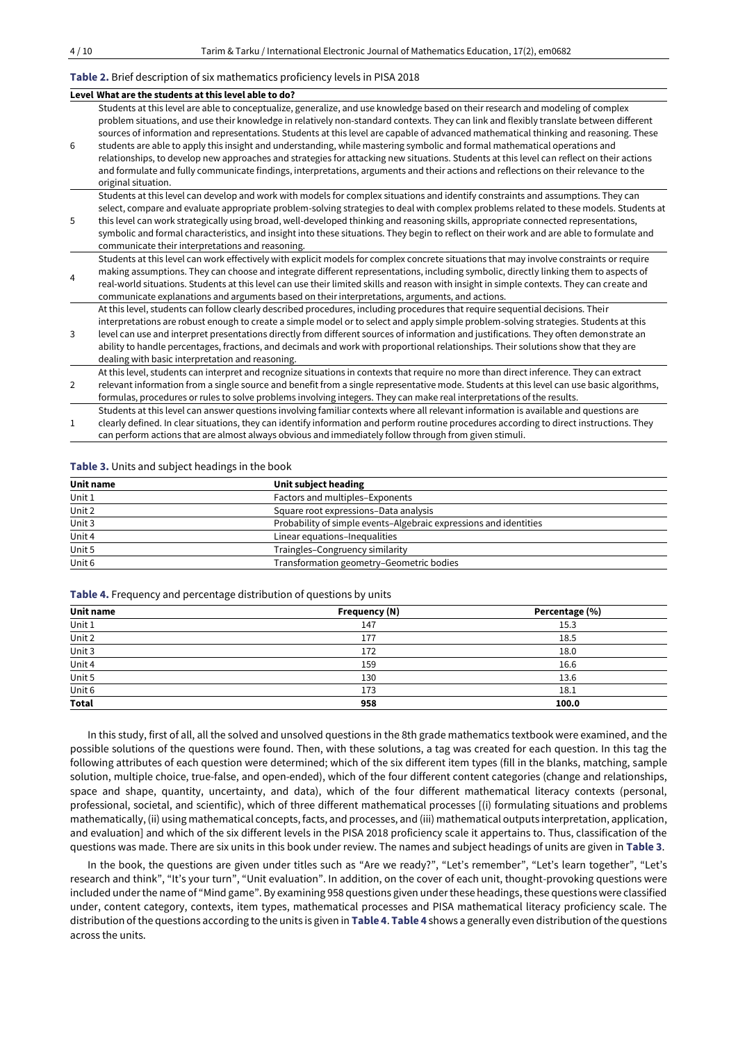**Table 2.** Brief description of six mathematics proficiency levels in PISA 2018

| Level | What are the students at this level able to do? |
|---|---|
| 6 | Students at this level are able to conceptualize, generalize, and use knowledge based on their research and modeling of complex problem situations, and use their knowledge in relatively non-standard contexts. They can link and flexibly translate between different sources of information and representations. Students at this level are capable of advanced mathematical thinking and reasoning. These students are able to apply this insight and understanding, while mastering symbolic and formal mathematical operations and relationships, to develop new approaches and strategies for attacking new situations. Students at this level can reflect on their actions and formulate and fully communicate findings, interpretations, arguments and their actions and reflections on their relevance to the original situation. |
| 5 | Students at this level can develop and work with models for complex situations and identify constraints and assumptions. They can select, compare and evaluate appropriate problem-solving strategies to deal with complex problems related to these models. Students at this level can work strategically using broad, well-developed thinking and reasoning skills, appropriate connected representations, symbolic and formal characteristics, and insight into these situations. They begin to reflect on their work and are able to formulate and communicate their interpretations and reasoning. |
| 4 | Students at this level can work effectively with explicit models for complex concrete situations that may involve constraints or require making assumptions. They can choose and integrate different representations, including symbolic, directly linking them to aspects of real-world situations. Students at this level can use their limited skills and reason with insight in simple contexts. They can create and communicate explanations and arguments based on their interpretations, arguments, and actions. |
| 3 | At this level, students can follow clearly described procedures, including procedures that require sequential decisions. Their interpretations are robust enough to create a simple model or to select and apply simple problem-solving strategies. Students at this level can use and interpret presentations directly from different sources of information and justifications. They often demonstrate an ability to handle percentages, fractions, and decimals and work with proportional relationships. Their solutions show that they are dealing with basic interpretation and reasoning. |
| 2 | At this level, students can interpret and recognize situations in contexts that require no more than direct inference. They can extract relevant information from a single source and benefit from a single representative mode. Students at this level can use basic algorithms, formulas, procedures or rules to solve problems involving integers. They can make real interpretations of the results. |
| 1 | Students at this level can answer questions involving familiar contexts where all relevant information is available and questions are clearly defined. In clear situations, they can identify information and perform routine procedures according to direct instructions. They can perform actions that are almost always obvious and immediately follow through from given stimuli. |

**Table 3.** Units and subject headings in the book

| Unit name | Unit subject heading |
|---|---|
| Unit 1 | Factors and multiples–Exponents |
| Unit 2 | Square root expressions–Data analysis |
| Unit 3 | Probability of simple events–Algebraic expressions and identities |
| Unit 4 | Linear equations–Inequalities |
| Unit 5 | Traingles–Congruency similarity |
| Unit 6 | Transformation geometry–Geometric bodies |

**Table 4.** Frequency and percentage distribution of questions by units

| Unit name | Frequency (N) | Percentage (%) |
|---|---|---|
| Unit 1 | 147 | 15.3 |
| Unit 2 | 177 | 18.5 |
| Unit 3 | 172 | 18.0 |
| Unit 4 | 159 | 16.6 |
| Unit 5 | 130 | 13.6 |
| Unit 6 | 173 | 18.1 |
| **Total** | **958** | **100.0** |

In this study, first of all, all the solved and unsolved questions in the 8th grade mathematics textbook were examined, and the possible solutions of the questions were found. Then, with these solutions, a tag was created for each question. In this tag the following attributes of each question were determined; which of the six different item types (fill in the blanks, matching, sample solution, multiple choice, true-false, and open-ended), which of the four different content categories (change and relationships, space and shape, quantity, uncertainty, and data), which of the four different mathematical literacy contexts (personal, professional, societal, and scientific), which of three different mathematical processes [(i) formulating situations and problems mathematically, (ii) using mathematical concepts, facts, and processes, and (iii) mathematical outputs interpretation, application, and evaluation] and which of the six different levels in the PISA 2018 proficiency scale it appertains to. Thus, classification of the questions was made. There are six units in this book under review. The names and subject headings of units are given in **Table 3**.

In the book, the questions are given under titles such as "Are we ready?", "Let's remember", "Let's learn together", "Let's research and think", "It's your turn", "Unit evaluation". In addition, on the cover of each unit, thought-provoking questions were included under the name of "Mind game". By examining 958 questions given under these headings, these questions were classified under, content category, contexts, item types, mathematical processes and PISA mathematical literacy proficiency scale. The distribution of the questions according to the units is given in **Table 4**. **Table 4** shows a generally even distribution of the questions across the units.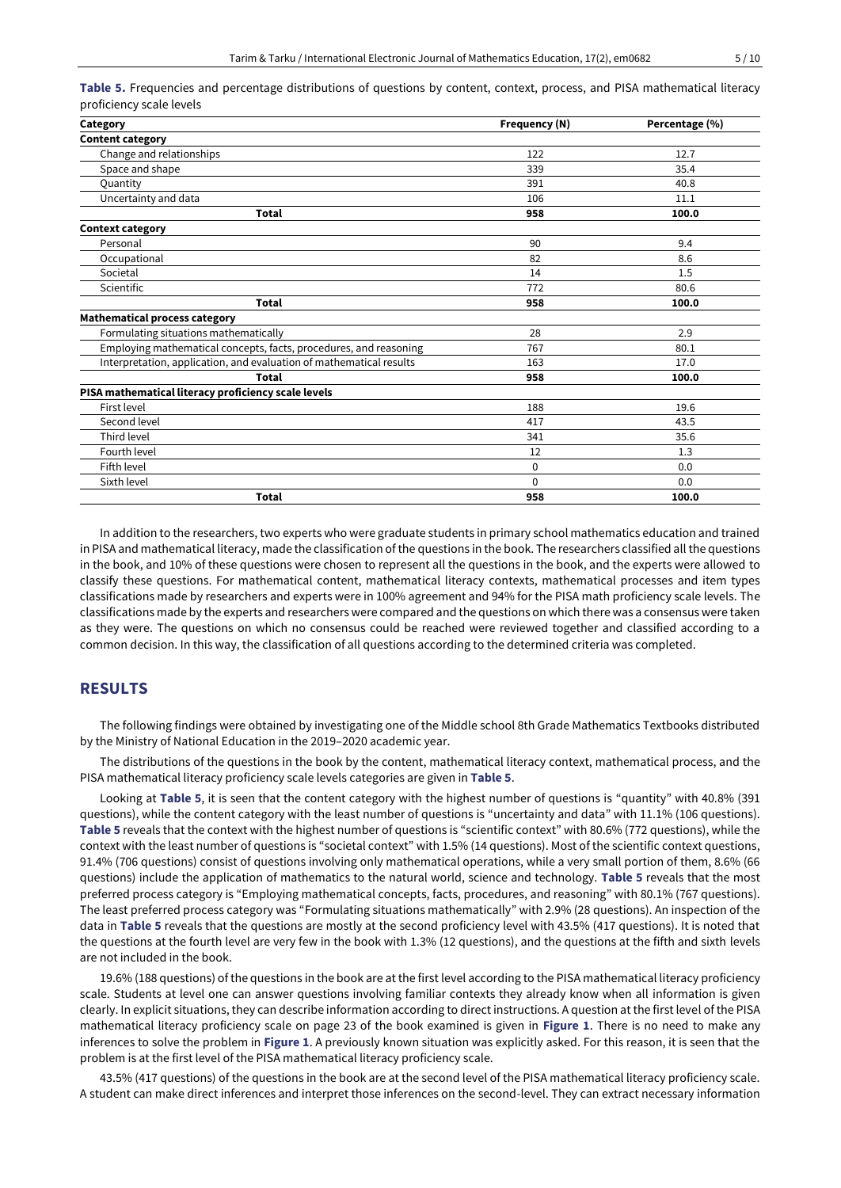**Table 5.** Frequencies and percentage distributions of questions by content, context, process, and PISA mathematical literacy proficiency scale levels

| Category | Frequency (N) | Percentage (%) |
|---|---|---|
| **Content category** | | |
| Change and relationships | 122 | 12.7 |
| Space and shape | 339 | 35.4 |
| Quantity | 391 | 40.8 |
| Uncertainty and data | 106 | 11.1 |
| **Total** | **958** | **100.0** |
| **Context category** | | |
| Personal | 90 | 9.4 |
| Occupational | 82 | 8.6 |
| Societal | 14 | 1.5 |
| Scientific | 772 | 80.6 |
| **Total** | **958** | **100.0** |
| **Mathematical process category** | | |
| Formulating situations mathematically | 28 | 2.9 |
| Employing mathematical concepts, facts, procedures, and reasoning | 767 | 80.1 |
| Interpretation, application, and evaluation of mathematical results | 163 | 17.0 |
| **Total** | **958** | **100.0** |
| **PISA mathematical literacy proficiency scale levels** | | |
| First level | 188 | 19.6 |
| Second level | 417 | 43.5 |
| Third level | 341 | 35.6 |
| Fourth level | 12 | 1.3 |
| Fifth level | 0 | 0.0 |
| Sixth level | 0 | 0.0 |
| **Total** | **958** | **100.0** |

In addition to the researchers, two experts who were graduate students in primary school mathematics education and trained in PISA and mathematical literacy, made the classification of the questions in the book. The researchers classified all the questions in the book, and 10% of these questions were chosen to represent all the questions in the book, and the experts were allowed to classify these questions. For mathematical content, mathematical literacy contexts, mathematical processes and item types classifications made by researchers and experts were in 100% agreement and 94% for the PISA math proficiency scale levels. The classifications made by the experts and researchers were compared and the questions on which there was a consensus were taken as they were. The questions on which no consensus could be reached were reviewed together and classified according to a common decision. In this way, the classification of all questions according to the determined criteria was completed.

## RESULTS

The following findings were obtained by investigating one of the Middle school 8th Grade Mathematics Textbooks distributed by the Ministry of National Education in the 2019–2020 academic year.

The distributions of the questions in the book by the content, mathematical literacy context, mathematical process, and the PISA mathematical literacy proficiency scale levels categories are given in **Table 5**.

Looking at **Table 5**, it is seen that the content category with the highest number of questions is "quantity" with 40.8% (391 questions), while the content category with the least number of questions is "uncertainty and data" with 11.1% (106 questions). **Table 5** reveals that the context with the highest number of questions is "scientific context" with 80.6% (772 questions), while the context with the least number of questions is "societal context" with 1.5% (14 questions). Most of the scientific context questions, 91.4% (706 questions) consist of questions involving only mathematical operations, while a very small portion of them, 8.6% (66 questions) include the application of mathematics to the natural world, science and technology. **Table 5** reveals that the most preferred process category is "Employing mathematical concepts, facts, procedures, and reasoning" with 80.1% (767 questions). The least preferred process category was "Formulating situations mathematically" with 2.9% (28 questions). An inspection of the data in **Table 5** reveals that the questions are mostly at the second proficiency level with 43.5% (417 questions). It is noted that the questions at the fourth level are very few in the book with 1.3% (12 questions), and the questions at the fifth and sixth levels are not included in the book.

19.6% (188 questions) of the questions in the book are at the first level according to the PISA mathematical literacy proficiency scale. Students at level one can answer questions involving familiar contexts they already know when all information is given clearly. In explicit situations, they can describe information according to direct instructions. A question at the first level of the PISA mathematical literacy proficiency scale on page 23 of the book examined is given in **Figure 1**. There is no need to make any inferences to solve the problem in **Figure 1**. A previously known situation was explicitly asked. For this reason, it is seen that the problem is at the first level of the PISA mathematical literacy proficiency scale.

43.5% (417 questions) of the questions in the book are at the second level of the PISA mathematical literacy proficiency scale. A student can make direct inferences and interpret those inferences on the second-level. They can extract necessary information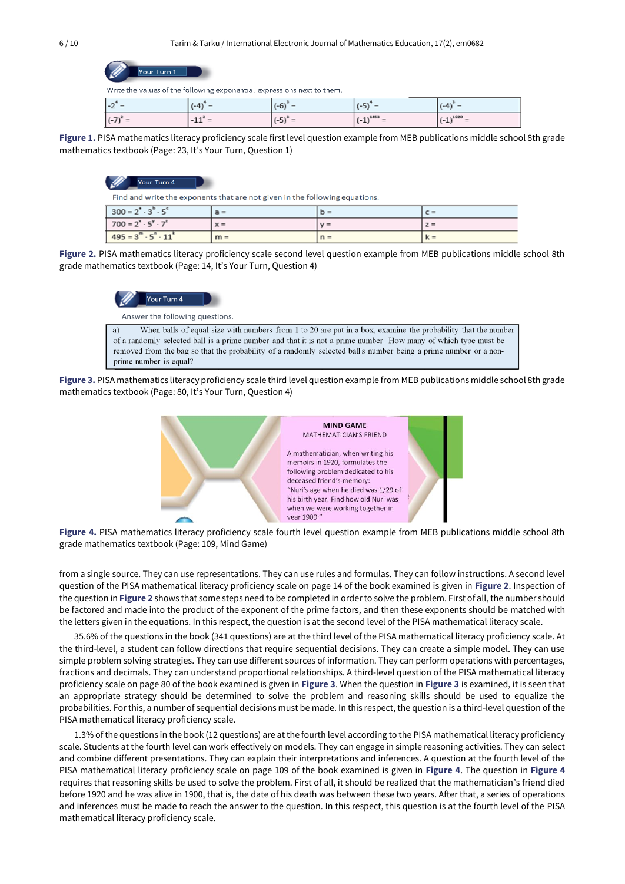Your Turn 1

Write the values of the following exponential expressions next to them.

| $-2^4 =$ | $(-4)^4 =$ | $(-6)^3 =$ | $(-5)^4 =$ | $(-4)^3 =$ |
|---|---|---|---|---|
| $(-7)^2 =$ | $-11^2 =$ | $(-5)^3 =$ | $(-1)^{1453} =$ | $(-1)^{1920} =$ |

**Figure 1.** PISA mathematics literacy proficiency scale first level question example from MEB publications middle school 8th grade mathematics textbook (Page: 23, It's Your Turn, Question 1)

Your Turn 4

Find and write the exponents that are not given in the following equations.

| $300 = 2^a \cdot 3^b \cdot 5^c$ | a = | b = | c = |
|---|---|---|---|
| $700 = 2^x \cdot 5^y \cdot 7^z$ | x = | y = | z = |
| $495 = 3^m \cdot 5^n \cdot 11^k$ | m = | n = | k = |

**Figure 2.** PISA mathematics literacy proficiency scale second level question example from MEB publications middle school 8th grade mathematics textbook (Page: 14, It's Your Turn, Question 4)

Your Turn 4

Answer the following questions.

a) When balls of equal size with numbers from 1 to 20 are put in a box, examine the probability that the number of a randomly selected ball is a prime number and that it is not a prime number. How many of which type must be removed from the bag so that the probability of a randomly selected ball's number being a prime number or a non-prime number is equal?

**Figure 3.** PISA mathematics literacy proficiency scale third level question example from MEB publications middle school 8th grade mathematics textbook (Page: 80, It's Your Turn, Question 4)

MIND GAME
MATHEMATICIAN'S FRIEND

A mathematician, when writing his memoirs in 1920, formulates the following problem dedicated to his deceased friend's memory:
"Nuri's age when he died was 1/29 of his birth year. Find how old Nuri was when we were working together in year 1900."

**Figure 4.** PISA mathematics literacy proficiency scale fourth level question example from MEB publications middle school 8th grade mathematics textbook (Page: 109, Mind Game)

from a single source. They can use representations. They can use rules and formulas. They can follow instructions. A second level question of the PISA mathematical literacy proficiency scale on page 14 of the book examined is given in **Figure 2**. Inspection of the question in **Figure 2** shows that some steps need to be completed in order to solve the problem. First of all, the number should be factored and made into the product of the exponent of the prime factors, and then these exponents should be matched with the letters given in the equations. In this respect, the question is at the second level of the PISA mathematical literacy scale.

35.6% of the questions in the book (341 questions) are at the third level of the PISA mathematical literacy proficiency scale. At the third-level, a student can follow directions that require sequential decisions. They can create a simple model. They can use simple problem solving strategies. They can use different sources of information. They can perform operations with percentages, fractions and decimals. They can understand proportional relationships. A third-level question of the PISA mathematical literacy proficiency scale on page 80 of the book examined is given in **Figure 3**. When the question in **Figure 3** is examined, it is seen that an appropriate strategy should be determined to solve the problem and reasoning skills should be used to equalize the probabilities. For this, a number of sequential decisions must be made. In this respect, the question is a third-level question of the PISA mathematical literacy proficiency scale.

1.3% of the questions in the book (12 questions) are at the fourth level according to the PISA mathematical literacy proficiency scale. Students at the fourth level can work effectively on models. They can engage in simple reasoning activities. They can select and combine different presentations. They can explain their interpretations and inferences. A question at the fourth level of the PISA mathematical literacy proficiency scale on page 109 of the book examined is given in **Figure 4**. The question in **Figure 4** requires that reasoning skills be used to solve the problem. First of all, it should be realized that the mathematician's friend died before 1920 and he was alive in 1900, that is, the date of his death was between these two years. After that, a series of operations and inferences must be made to reach the answer to the question. In this respect, this question is at the fourth level of the PISA mathematical literacy proficiency scale.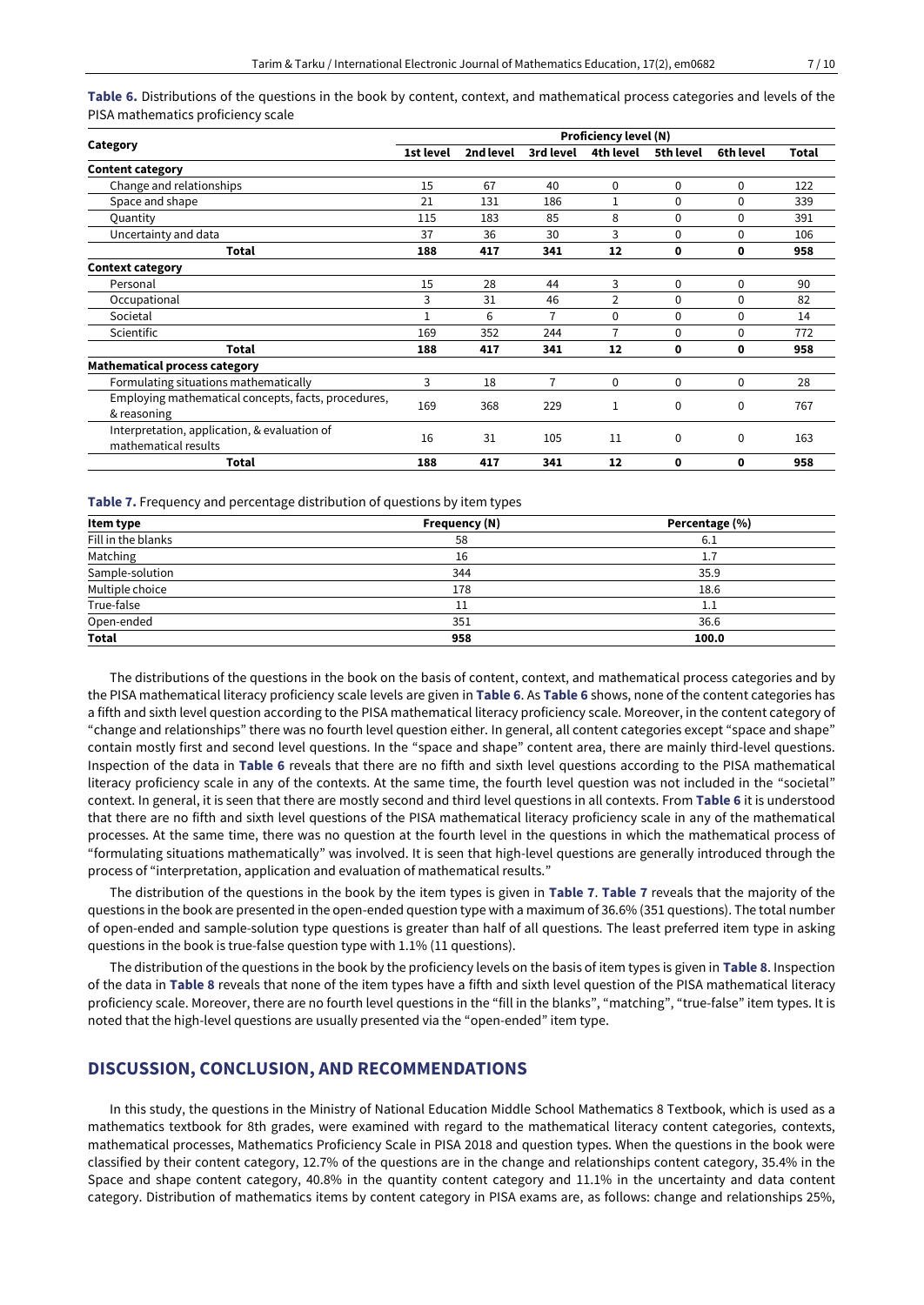**Table 6.** Distributions of the questions in the book by content, context, and mathematical process categories and levels of the PISA mathematics proficiency scale

| Category | Proficiency level (N) | | | | | | |
|---|---|---|---|---|---|---|---|
| | 1st level | 2nd level | 3rd level | 4th level | 5th level | 6th level | Total |
| **Content category** | | | | | | | |
| Change and relationships | 15 | 67 | 40 | 0 | 0 | 0 | 122 |
| Space and shape | 21 | 131 | 186 | 1 | 0 | 0 | 339 |
| Quantity | 115 | 183 | 85 | 8 | 0 | 0 | 391 |
| Uncertainty and data | 37 | 36 | 30 | 3 | 0 | 0 | 106 |
| **Total** | **188** | **417** | **341** | **12** | **0** | **0** | **958** |
| **Context category** | | | | | | | |
| Personal | 15 | 28 | 44 | 3 | 0 | 0 | 90 |
| Occupational | 3 | 31 | 46 | 2 | 0 | 0 | 82 |
| Societal | 1 | 6 | 7 | 0 | 0 | 0 | 14 |
| Scientific | 169 | 352 | 244 | 7 | 0 | 0 | 772 |
| **Total** | **188** | **417** | **341** | **12** | **0** | **0** | **958** |
| **Mathematical process category** | | | | | | | |
| Formulating situations mathematically | 3 | 18 | 7 | 0 | 0 | 0 | 28 |
| Employing mathematical concepts, facts, procedures, & reasoning | 169 | 368 | 229 | 1 | 0 | 0 | 767 |
| Interpretation, application, & evaluation of mathematical results | 16 | 31 | 105 | 11 | 0 | 0 | 163 |
| **Total** | **188** | **417** | **341** | **12** | **0** | **0** | **958** |

**Table 7.** Frequency and percentage distribution of questions by item types

| Item type | Frequency (N) | Percentage (%) |
|---|---|---|
| Fill in the blanks | 58 | 6.1 |
| Matching | 16 | 1.7 |
| Sample-solution | 344 | 35.9 |
| Multiple choice | 178 | 18.6 |
| True-false | 11 | 1.1 |
| Open-ended | 351 | 36.6 |
| **Total** | **958** | **100.0** |

The distributions of the questions in the book on the basis of content, context, and mathematical process categories and by the PISA mathematical literacy proficiency scale levels are given in **Table 6**. As **Table 6** shows, none of the content categories has a fifth and sixth level question according to the PISA mathematical literacy proficiency scale. Moreover, in the content category of "change and relationships" there was no fourth level question either. In general, all content categories except "space and shape" contain mostly first and second level questions. In the "space and shape" content area, there are mainly third-level questions. Inspection of the data in **Table 6** reveals that there are no fifth and sixth level questions according to the PISA mathematical literacy proficiency scale in any of the contexts. At the same time, the fourth level question was not included in the "societal" context. In general, it is seen that there are mostly second and third level questions in all contexts. From **Table 6** it is understood that there are no fifth and sixth level questions of the PISA mathematical literacy proficiency scale in any of the mathematical processes. At the same time, there was no question at the fourth level in the questions in which the mathematical process of "formulating situations mathematically" was involved. It is seen that high-level questions are generally introduced through the process of "interpretation, application and evaluation of mathematical results."

The distribution of the questions in the book by the item types is given in **Table 7**. **Table 7** reveals that the majority of the questions in the book are presented in the open-ended question type with a maximum of 36.6% (351 questions). The total number of open-ended and sample-solution type questions is greater than half of all questions. The least preferred item type in asking questions in the book is true-false question type with 1.1% (11 questions).

The distribution of the questions in the book by the proficiency levels on the basis of item types is given in **Table 8**. Inspection of the data in **Table 8** reveals that none of the item types have a fifth and sixth level question of the PISA mathematical literacy proficiency scale. Moreover, there are no fourth level questions in the "fill in the blanks", "matching", "true-false" item types. It is noted that the high-level questions are usually presented via the "open-ended" item type.

## DISCUSSION, CONCLUSION, AND RECOMMENDATIONS

In this study, the questions in the Ministry of National Education Middle School Mathematics 8 Textbook, which is used as a mathematics textbook for 8th grades, were examined with regard to the mathematical literacy content categories, contexts, mathematical processes, Mathematics Proficiency Scale in PISA 2018 and question types. When the questions in the book were classified by their content category, 12.7% of the questions are in the change and relationships content category, 35.4% in the Space and shape content category, 40.8% in the quantity content category and 11.1% in the uncertainty and data content category. Distribution of mathematics items by content category in PISA exams are, as follows: change and relationships 25%,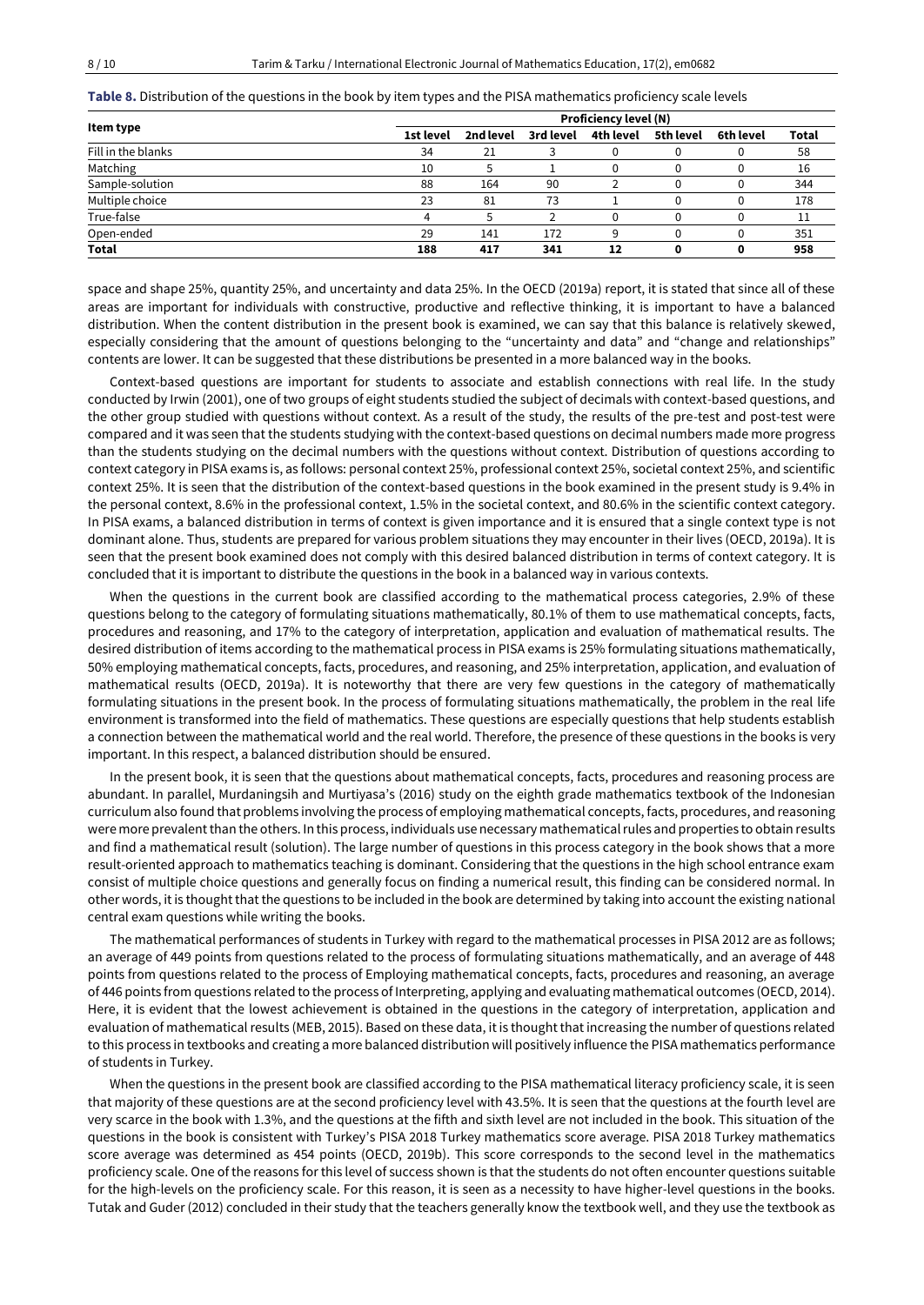**Table 8.** Distribution of the questions in the book by item types and the PISA mathematics proficiency scale levels

| Item type | Proficiency level (N) | | | | | | |
|---|---|---|---|---|---|---|---|
| | 1st level | 2nd level | 3rd level | 4th level | 5th level | 6th level | Total |
| Fill in the blanks | 34 | 21 | 3 | 0 | 0 | 0 | 58 |
| Matching | 10 | 5 | 1 | 0 | 0 | 0 | 16 |
| Sample-solution | 88 | 164 | 90 | 2 | 0 | 0 | 344 |
| Multiple choice | 23 | 81 | 73 | 1 | 0 | 0 | 178 |
| True-false | 4 | 5 | 2 | 0 | 0 | 0 | 11 |
| Open-ended | 29 | 141 | 172 | 9 | 0 | 0 | 351 |
| **Total** | **188** | **417** | **341** | **12** | **0** | **0** | **958** |

space and shape 25%, quantity 25%, and uncertainty and data 25%. In the OECD (2019a) report, it is stated that since all of these areas are important for individuals with constructive, productive and reflective thinking, it is important to have a balanced distribution. When the content distribution in the present book is examined, we can say that this balance is relatively skewed, especially considering that the amount of questions belonging to the "uncertainty and data" and "change and relationships" contents are lower. It can be suggested that these distributions be presented in a more balanced way in the books.

Context-based questions are important for students to associate and establish connections with real life. In the study conducted by Irwin (2001), one of two groups of eight students studied the subject of decimals with context-based questions, and the other group studied with questions without context. As a result of the study, the results of the pre-test and post-test were compared and it was seen that the students studying with the context-based questions on decimal numbers made more progress than the students studying on the decimal numbers with the questions without context. Distribution of questions according to context category in PISA exams is, as follows: personal context 25%, professional context 25%, societal context 25%, and scientific context 25%. It is seen that the distribution of the context-based questions in the book examined in the present study is 9.4% in the personal context, 8.6% in the professional context, 1.5% in the societal context, and 80.6% in the scientific context category. In PISA exams, a balanced distribution in terms of context is given importance and it is ensured that a single context type is not dominant alone. Thus, students are prepared for various problem situations they may encounter in their lives (OECD, 2019a). It is seen that the present book examined does not comply with this desired balanced distribution in terms of context category. It is concluded that it is important to distribute the questions in the book in a balanced way in various contexts.

When the questions in the current book are classified according to the mathematical process categories, 2.9% of these questions belong to the category of formulating situations mathematically, 80.1% of them to use mathematical concepts, facts, procedures and reasoning, and 17% to the category of interpretation, application and evaluation of mathematical results. The desired distribution of items according to the mathematical process in PISA exams is 25% formulating situations mathematically, 50% employing mathematical concepts, facts, procedures, and reasoning, and 25% interpretation, application, and evaluation of mathematical results (OECD, 2019a). It is noteworthy that there are very few questions in the category of mathematically formulating situations in the present book. In the process of formulating situations mathematically, the problem in the real life environment is transformed into the field of mathematics. These questions are especially questions that help students establish a connection between the mathematical world and the real world. Therefore, the presence of these questions in the books is very important. In this respect, a balanced distribution should be ensured.

In the present book, it is seen that the questions about mathematical concepts, facts, procedures and reasoning process are abundant. In parallel, Murdaningsih and Murtiyasa's (2016) study on the eighth grade mathematics textbook of the Indonesian curriculum also found that problems involving the process of employing mathematical concepts, facts, procedures, and reasoning were more prevalent than the others. In this process, individuals use necessary mathematical rules and properties to obtain results and find a mathematical result (solution). The large number of questions in this process category in the book shows that a more result-oriented approach to mathematics teaching is dominant. Considering that the questions in the high school entrance exam consist of multiple choice questions and generally focus on finding a numerical result, this finding can be considered normal. In other words, it is thought that the questions to be included in the book are determined by taking into account the existing national central exam questions while writing the books.

The mathematical performances of students in Turkey with regard to the mathematical processes in PISA 2012 are as follows; an average of 449 points from questions related to the process of formulating situations mathematically, and an average of 448 points from questions related to the process of Employing mathematical concepts, facts, procedures and reasoning, an average of 446 points from questions related to the process of Interpreting, applying and evaluating mathematical outcomes (OECD, 2014). Here, it is evident that the lowest achievement is obtained in the questions in the category of interpretation, application and evaluation of mathematical results (MEB, 2015). Based on these data, it is thought that increasing the number of questions related to this process in textbooks and creating a more balanced distribution will positively influence the PISA mathematics performance of students in Turkey.

When the questions in the present book are classified according to the PISA mathematical literacy proficiency scale, it is seen that majority of these questions are at the second proficiency level with 43.5%. It is seen that the questions at the fourth level are very scarce in the book with 1.3%, and the questions at the fifth and sixth level are not included in the book. This situation of the questions in the book is consistent with Turkey's PISA 2018 Turkey mathematics score average. PISA 2018 Turkey mathematics score average was determined as 454 points (OECD, 2019b). This score corresponds to the second level in the mathematics proficiency scale. One of the reasons for this level of success shown is that the students do not often encounter questions suitable for the high-levels on the proficiency scale. For this reason, it is seen as a necessity to have higher-level questions in the books. Tutak and Guder (2012) concluded in their study that the teachers generally know the textbook well, and they use the textbook as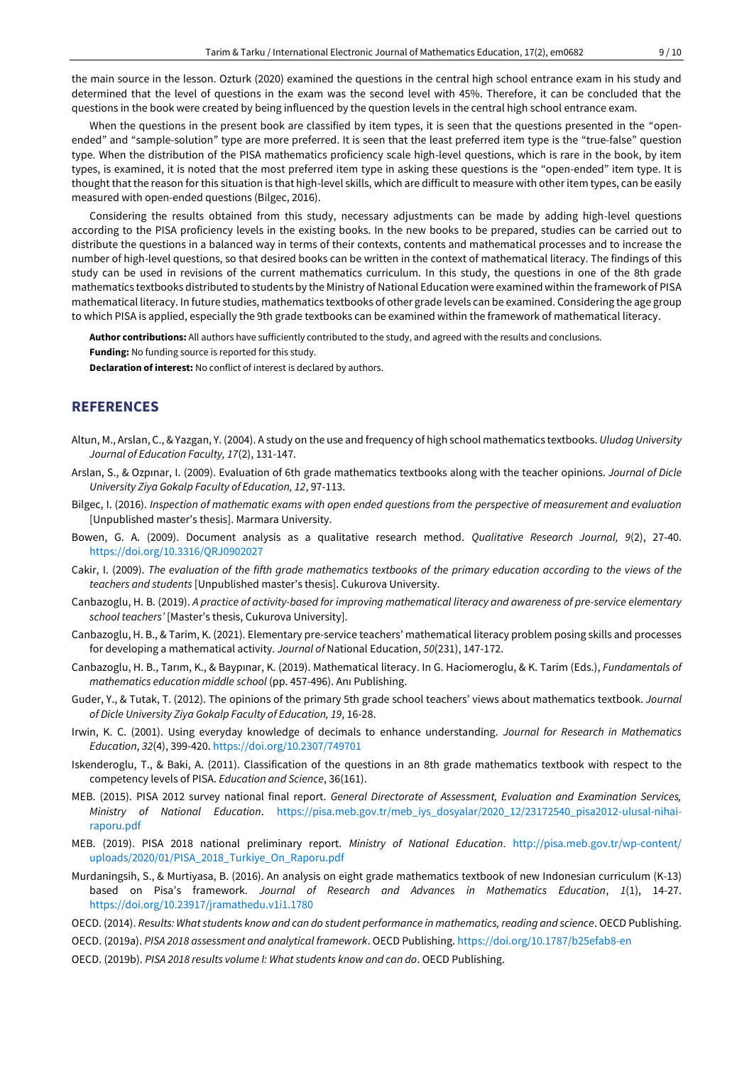the main source in the lesson. Ozturk (2020) examined the questions in the central high school entrance exam in his study and determined that the level of questions in the exam was the second level with 45%. Therefore, it can be concluded that the questions in the book were created by being influenced by the question levels in the central high school entrance exam.

When the questions in the present book are classified by item types, it is seen that the questions presented in the "open-ended" and "sample-solution" type are more preferred. It is seen that the least preferred item type is the "true-false" question type. When the distribution of the PISA mathematics proficiency scale high-level questions, which is rare in the book, by item types, is examined, it is noted that the most preferred item type in asking these questions is the "open-ended" item type. It is thought that the reason for this situation is that high-level skills, which are difficult to measure with other item types, can be easily measured with open-ended questions (Bilgec, 2016).

Considering the results obtained from this study, necessary adjustments can be made by adding high-level questions according to the PISA proficiency levels in the existing books. In the new books to be prepared, studies can be carried out to distribute the questions in a balanced way in terms of their contexts, contents and mathematical processes and to increase the number of high-level questions, so that desired books can be written in the context of mathematical literacy. The findings of this study can be used in revisions of the current mathematics curriculum. In this study, the questions in one of the 8th grade mathematics textbooks distributed to students by the Ministry of National Education were examined within the framework of PISA mathematical literacy. In future studies, mathematics textbooks of other grade levels can be examined. Considering the age group to which PISA is applied, especially the 9th grade textbooks can be examined within the framework of mathematical literacy.

**Author contributions:** All authors have sufficiently contributed to the study, and agreed with the results and conclusions.

**Funding:** No funding source is reported for this study.

**Declaration of interest:** No conflict of interest is declared by authors.

## REFERENCES

Altun, M., Arslan, C., & Yazgan, Y. (2004). A study on the use and frequency of high school mathematics textbooks. *Uludag University Journal of Education Faculty, 17*(2), 131-147.

Arslan, S., & Ozpınar, I. (2009). Evaluation of 6th grade mathematics textbooks along with the teacher opinions. *Journal of Dicle University Ziya Gokalp Faculty of Education, 12*, 97-113.

Bilgec, I. (2016). *Inspection of mathematic exams with open ended questions from the perspective of measurement and evaluation* [Unpublished master's thesis]. Marmara University.

Bowen, G. A. (2009). Document analysis as a qualitative research method. *Qualitative Research Journal, 9*(2), 27-40. https://doi.org/10.3316/QRJ0902027

Cakir, I. (2009). *The evaluation of the fifth grade mathematics textbooks of the primary education according to the views of the teachers and students* [Unpublished master's thesis]. Cukurova University.

Canbazoglu, H. B. (2019). *A practice of activity-based for improving mathematical literacy and awareness of pre-service elementary school teachers'* [Master's thesis, Cukurova University].

Canbazoglu, H. B., & Tarim, K. (2021). Elementary pre-service teachers' mathematical literacy problem posing skills and processes for developing a mathematical activity. *Journal of* National Education, *50*(231), 147-172.

Canbazoglu, H. B., Tarım, K., & Baypınar, K. (2019). Mathematical literacy. In G. Haciomeroglu, & K. Tarim (Eds.), *Fundamentals of mathematics education middle school* (pp. 457-496). Anı Publishing.

Guder, Y., & Tutak, T. (2012). The opinions of the primary 5th grade school teachers' views about mathematics textbook. *Journal of Dicle University Ziya Gokalp Faculty of Education, 19*, 16-28.

Irwin, K. C. (2001). Using everyday knowledge of decimals to enhance understanding. *Journal for Research in Mathematics Education*, *32*(4), 399-420. https://doi.org/10.2307/749701

Iskenderoglu, T., & Baki, A. (2011). Classification of the questions in an 8th grade mathematics textbook with respect to the competency levels of PISA. *Education and Science*, 36(161).

MEB. (2015). PISA 2012 survey national final report. *General Directorate of Assessment, Evaluation and Examination Services, Ministry of National Education*. https://pisa.meb.gov.tr/meb_iys_dosyalar/2020_12/23172540_pisa2012-ulusal-nihai-raporu.pdf

MEB. (2019). PISA 2018 national preliminary report. *Ministry of National Education*. http://pisa.meb.gov.tr/wp-content/uploads/2020/01/PISA_2018_Turkiye_On_Raporu.pdf

Murdaningsih, S., & Murtiyasa, B. (2016). An analysis on eight grade mathematics textbook of new Indonesian curriculum (K-13) based on Pisa's framework. *Journal of Research and Advances in Mathematics Education*, *1*(1), 14-27. https://doi.org/10.23917/jramathedu.v1i1.1780

OECD. (2014). *Results: What students know and can do student performance in mathematics, reading and science*. OECD Publishing.

OECD. (2019a). *PISA 2018 assessment and analytical framework*. OECD Publishing. https://doi.org/10.1787/b25efab8-en

OECD. (2019b). *PISA 2018 results volume I: What students know and can do*. OECD Publishing.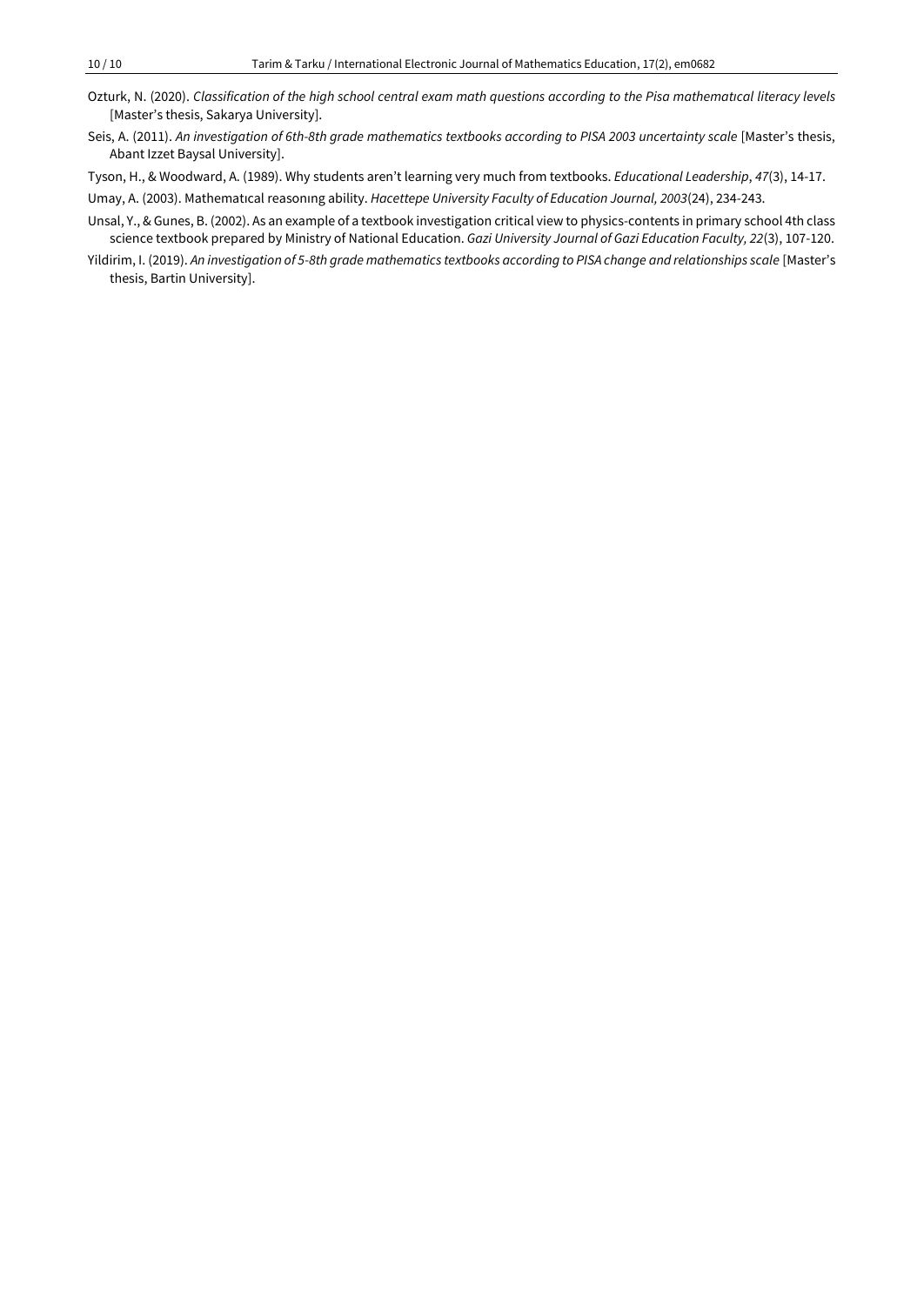Ozturk, N. (2020). *Classification of the high school central exam math questions according to the Pisa mathematıcal literacy levels* [Master's thesis, Sakarya University].

Seis, A. (2011). *An investigation of 6th-8th grade mathematics textbooks according to PISA 2003 uncertainty scale* [Master's thesis, Abant Izzet Baysal University].

Tyson, H., & Woodward, A. (1989). Why students aren't learning very much from textbooks. *Educational Leadership*, *47*(3), 14-17.

Umay, A. (2003). Mathematıcal reasonıng ability. *Hacettepe University Faculty of Education Journal, 2003*(24), 234-243.

Unsal, Y., & Gunes, B. (2002). As an example of a textbook investigation critical view to physics-contents in primary school 4th class science textbook prepared by Ministry of National Education. *Gazi University Journal of Gazi Education Faculty, 22*(3), 107-120.

Yildirim, I. (2019). *An investigation of 5-8th grade mathematics textbooks according to PISA change and relationships scale* [Master's thesis, Bartin University].